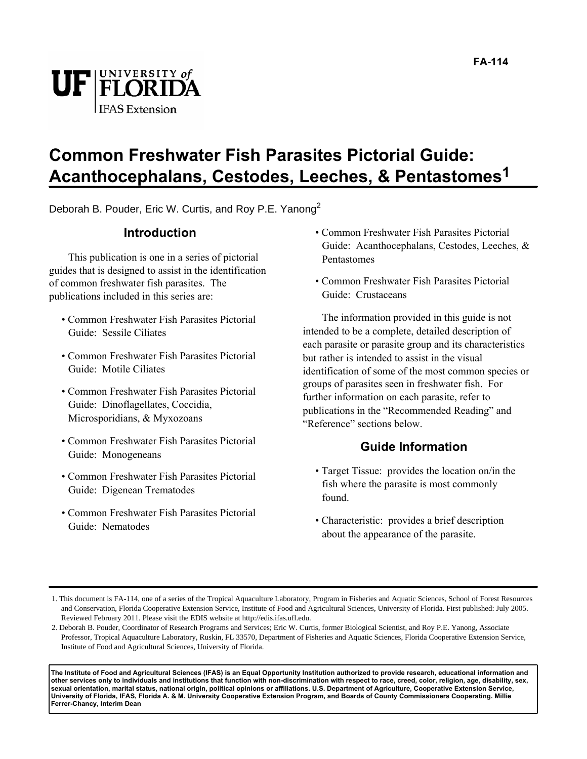FA-114

UF UNIVERSITY of FLORIDA IFAS Extension

# Common Freshwater Fish Parasites Pictorial Guide: Acanthocephalans, Cestodes, Leeches, & Pentastomes[1]

Deborah B. Pouder, Eric W. Curtis, and Roy P.E. Yanong[2]

## Introduction

This publication is one in a series of pictorial guides that is designed to assist in the identification of common freshwater fish parasites. The publications included in this series are:

- Common Freshwater Fish Parasites Pictorial Guide: Sessile Ciliates
- Common Freshwater Fish Parasites Pictorial Guide: Motile Ciliates
- Common Freshwater Fish Parasites Pictorial Guide: Dinoflagellates, Coccidia, Microsporidians, & Myxozoans
- Common Freshwater Fish Parasites Pictorial Guide: Monogeneans
- Common Freshwater Fish Parasites Pictorial Guide: Digenean Trematodes
- Common Freshwater Fish Parasites Pictorial Guide: Nematodes
- Common Freshwater Fish Parasites Pictorial Guide: Acanthocephalans, Cestodes, Leeches, & Pentastomes
- Common Freshwater Fish Parasites Pictorial Guide: Crustaceans

The information provided in this guide is not intended to be a complete, detailed description of each parasite or parasite group and its characteristics but rather is intended to assist in the visual identification of some of the most common species or groups of parasites seen in freshwater fish. For further information on each parasite, refer to publications in the "Recommended Reading" and "Reference" sections below.

## Guide Information

- Target Tissue: provides the location on/in the fish where the parasite is most commonly found.
- Characteristic: provides a brief description about the appearance of the parasite.

---

1. This document is FA-114, one of a series of the Tropical Aquaculture Laboratory, Program in Fisheries and Aquatic Sciences, School of Forest Resources and Conservation, Florida Cooperative Extension Service, Institute of Food and Agricultural Sciences, University of Florida. First published: July 2005. Reviewed February 2011. Please visit the EDIS website at http://edis.ifas.ufl.edu.

2. Deborah B. Pouder, Coordinator of Research Programs and Services; Eric W. Curtis, former Biological Scientist, and Roy P.E. Yanong, Associate Professor, Tropical Aquaculture Laboratory, Ruskin, FL 33570, Department of Fisheries and Aquatic Sciences, Florida Cooperative Extension Service, Institute of Food and Agricultural Sciences, University of Florida.

**The Institute of Food and Agricultural Sciences (IFAS) is an Equal Opportunity Institution authorized to provide research, educational information and other services only to individuals and institutions that function with non-discrimination with respect to race, creed, color, religion, age, disability, sex, sexual orientation, marital status, national origin, political opinions or affiliations. U.S. Department of Agriculture, Cooperative Extension Service, University of Florida, IFAS, Florida A. & M. University Cooperative Extension Program, and Boards of County Commissioners Cooperating. Millie Ferrer-Chancy, Interim Dean**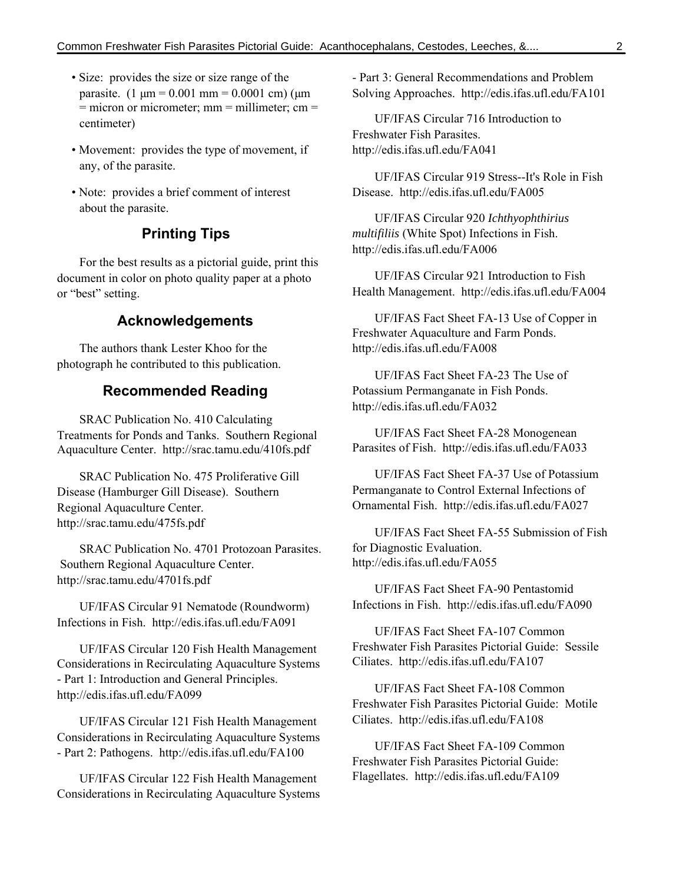- Size: provides the size or size range of the parasite. (1 µm = 0.001 mm = 0.0001 cm) (µm = micron or micrometer; mm = millimeter; cm = centimeter)
- Movement: provides the type of movement, if any, of the parasite.
- Note: provides a brief comment of interest about the parasite.

## Printing Tips

For the best results as a pictorial guide, print this document in color on photo quality paper at a photo or "best" setting.

## Acknowledgements

The authors thank Lester Khoo for the photograph he contributed to this publication.

## Recommended Reading

SRAC Publication No. 410 Calculating Treatments for Ponds and Tanks. Southern Regional Aquaculture Center. http://srac.tamu.edu/410fs.pdf

SRAC Publication No. 475 Proliferative Gill Disease (Hamburger Gill Disease). Southern Regional Aquaculture Center. http://srac.tamu.edu/475fs.pdf

SRAC Publication No. 4701 Protozoan Parasites. Southern Regional Aquaculture Center. http://srac.tamu.edu/4701fs.pdf

UF/IFAS Circular 91 Nematode (Roundworm) Infections in Fish. http://edis.ifas.ufl.edu/FA091

UF/IFAS Circular 120 Fish Health Management Considerations in Recirculating Aquaculture Systems - Part 1: Introduction and General Principles. http://edis.ifas.ufl.edu/FA099

UF/IFAS Circular 121 Fish Health Management Considerations in Recirculating Aquaculture Systems - Part 2: Pathogens. http://edis.ifas.ufl.edu/FA100

UF/IFAS Circular 122 Fish Health Management Considerations in Recirculating Aquaculture Systems - Part 3: General Recommendations and Problem Solving Approaches. http://edis.ifas.ufl.edu/FA101

UF/IFAS Circular 716 Introduction to Freshwater Fish Parasites. http://edis.ifas.ufl.edu/FA041

UF/IFAS Circular 919 Stress--It's Role in Fish Disease. http://edis.ifas.ufl.edu/FA005

UF/IFAS Circular 920 *Ichthyophthirius multifiliis* (White Spot) Infections in Fish. http://edis.ifas.ufl.edu/FA006

UF/IFAS Circular 921 Introduction to Fish Health Management. http://edis.ifas.ufl.edu/FA004

UF/IFAS Fact Sheet FA-13 Use of Copper in Freshwater Aquaculture and Farm Ponds. http://edis.ifas.ufl.edu/FA008

UF/IFAS Fact Sheet FA-23 The Use of Potassium Permanganate in Fish Ponds. http://edis.ifas.ufl.edu/FA032

UF/IFAS Fact Sheet FA-28 Monogenean Parasites of Fish. http://edis.ifas.ufl.edu/FA033

UF/IFAS Fact Sheet FA-37 Use of Potassium Permanganate to Control External Infections of Ornamental Fish. http://edis.ifas.ufl.edu/FA027

UF/IFAS Fact Sheet FA-55 Submission of Fish for Diagnostic Evaluation. http://edis.ifas.ufl.edu/FA055

UF/IFAS Fact Sheet FA-90 Pentastomid Infections in Fish. http://edis.ifas.ufl.edu/FA090

UF/IFAS Fact Sheet FA-107 Common Freshwater Fish Parasites Pictorial Guide: Sessile Ciliates. http://edis.ifas.ufl.edu/FA107

UF/IFAS Fact Sheet FA-108 Common Freshwater Fish Parasites Pictorial Guide: Motile Ciliates. http://edis.ifas.ufl.edu/FA108

UF/IFAS Fact Sheet FA-109 Common Freshwater Fish Parasites Pictorial Guide: Flagellates. http://edis.ifas.ufl.edu/FA109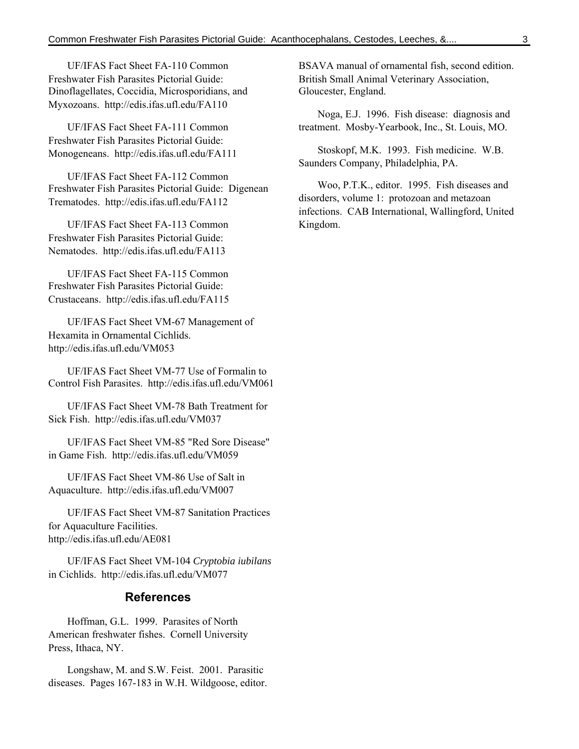UF/IFAS Fact Sheet FA-110 Common Freshwater Fish Parasites Pictorial Guide: Dinoflagellates, Coccidia, Microsporidians, and Myxozoans. http://edis.ifas.ufl.edu/FA110

UF/IFAS Fact Sheet FA-111 Common Freshwater Fish Parasites Pictorial Guide: Monogeneans. http://edis.ifas.ufl.edu/FA111

UF/IFAS Fact Sheet FA-112 Common Freshwater Fish Parasites Pictorial Guide: Digenean Trematodes. http://edis.ifas.ufl.edu/FA112

UF/IFAS Fact Sheet FA-113 Common Freshwater Fish Parasites Pictorial Guide: Nematodes. http://edis.ifas.ufl.edu/FA113

UF/IFAS Fact Sheet FA-115 Common Freshwater Fish Parasites Pictorial Guide: Crustaceans. http://edis.ifas.ufl.edu/FA115

UF/IFAS Fact Sheet VM-67 Management of Hexamita in Ornamental Cichlids. http://edis.ifas.ufl.edu/VM053

UF/IFAS Fact Sheet VM-77 Use of Formalin to Control Fish Parasites. http://edis.ifas.ufl.edu/VM061

UF/IFAS Fact Sheet VM-78 Bath Treatment for Sick Fish. http://edis.ifas.ufl.edu/VM037

UF/IFAS Fact Sheet VM-85 "Red Sore Disease" in Game Fish. http://edis.ifas.ufl.edu/VM059

UF/IFAS Fact Sheet VM-86 Use of Salt in Aquaculture. http://edis.ifas.ufl.edu/VM007

UF/IFAS Fact Sheet VM-87 Sanitation Practices for Aquaculture Facilities. http://edis.ifas.ufl.edu/AE081

UF/IFAS Fact Sheet VM-104 *Cryptobia iubilans* in Cichlids. http://edis.ifas.ufl.edu/VM077

## References

Hoffman, G.L. 1999. Parasites of North American freshwater fishes. Cornell University Press, Ithaca, NY.

Longshaw, M. and S.W. Feist. 2001. Parasitic diseases. Pages 167-183 in W.H. Wildgoose, editor. BSAVA manual of ornamental fish, second edition. British Small Animal Veterinary Association, Gloucester, England.

Noga, E.J. 1996. Fish disease: diagnosis and treatment. Mosby-Yearbook, Inc., St. Louis, MO.

Stoskopf, M.K. 1993. Fish medicine. W.B. Saunders Company, Philadelphia, PA.

Woo, P.T.K., editor. 1995. Fish diseases and disorders, volume 1: protozoan and metazoan infections. CAB International, Wallingford, United Kingdom.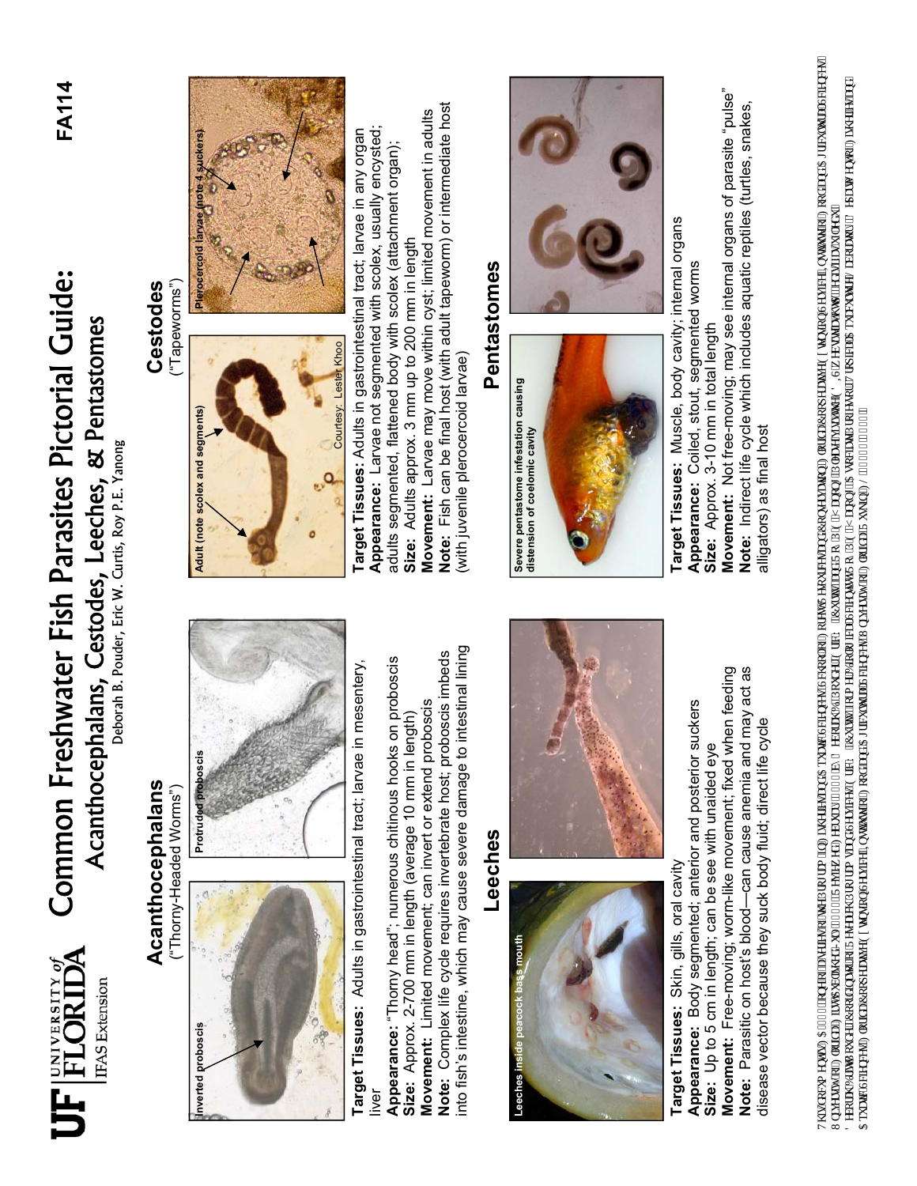# Common Freshwater Fish Parasites Pictorial Guide:

## Acanthocephalans, Cestodes, Leeches, & Pentastomes

Deborah B. Pouder, Eric W. Curtis, Roy P.E. Yanong

FA114

## Acanthocephalans

("Thorny-Headed Worms")

Inverted proboscis

Protruded proboscis

**Target Tissues:** Adults in gastrointestinal tract; larvae in mesentery, liver

**Appearance:** "Thorny head"; numerous chitinous hooks on proboscis

**Size:** Approx. 2-700 mm in length (average 10 mm in length)

**Movement:** Limited movement; can invert or extend proboscis

**Note:** Complex life cycle requires invertebrate host; proboscis imbeds into fish's intestine, which may cause severe damage to intestinal lining

## Cestodes

("Tapeworms")

Adult (note scolex and segments)

Courtesy: Lester Khoo

Plerocercoid larvae (note 4 suckers)

**Target Tissues:** Adults in gastrointestinal tract; larvae in any organ

**Appearance:** Larvae not segmented with scolex, usually encysted; adults segmented, flattened body with scolex (attachment organ);

**Size:** Adults approx. 3 mm up to 200 mm in length

**Movement:** Larvae may move within cyst; limited movement in adults

**Note:** Fish can be final host (with adult tapeworm) or intermediate host (with juvenile plerocercoid larvae)

## Leeches

Leeches inside peacock bass mouth

**Target Tissues:** Skin, gills, oral cavity

**Appearance:** Body segmented; anterior and posterior suckers

**Size:** Up to 5 cm in length; can be see with unaided eye

**Movement:** Free-moving; worm-like movement; fixed when feeding

**Note:** Parasitic on host's blood—can cause anemia and may act as disease vector because they suck body fluid; direct life cycle

## Pentastomes

Severe pentastome infestation causing distension of coelomic cavity

**Target Tissues:** Muscle, body cavity; internal organs

**Appearance:** Coiled, stout, segmented worms

**Size:** Approx. 3-10 mm in total length

**Movement:** Not free-moving; may see internal organs of parasite "pulse"

**Note:** Indirect life cycle which includes aquatic reptiles (turtles, snakes, alligators) as final host